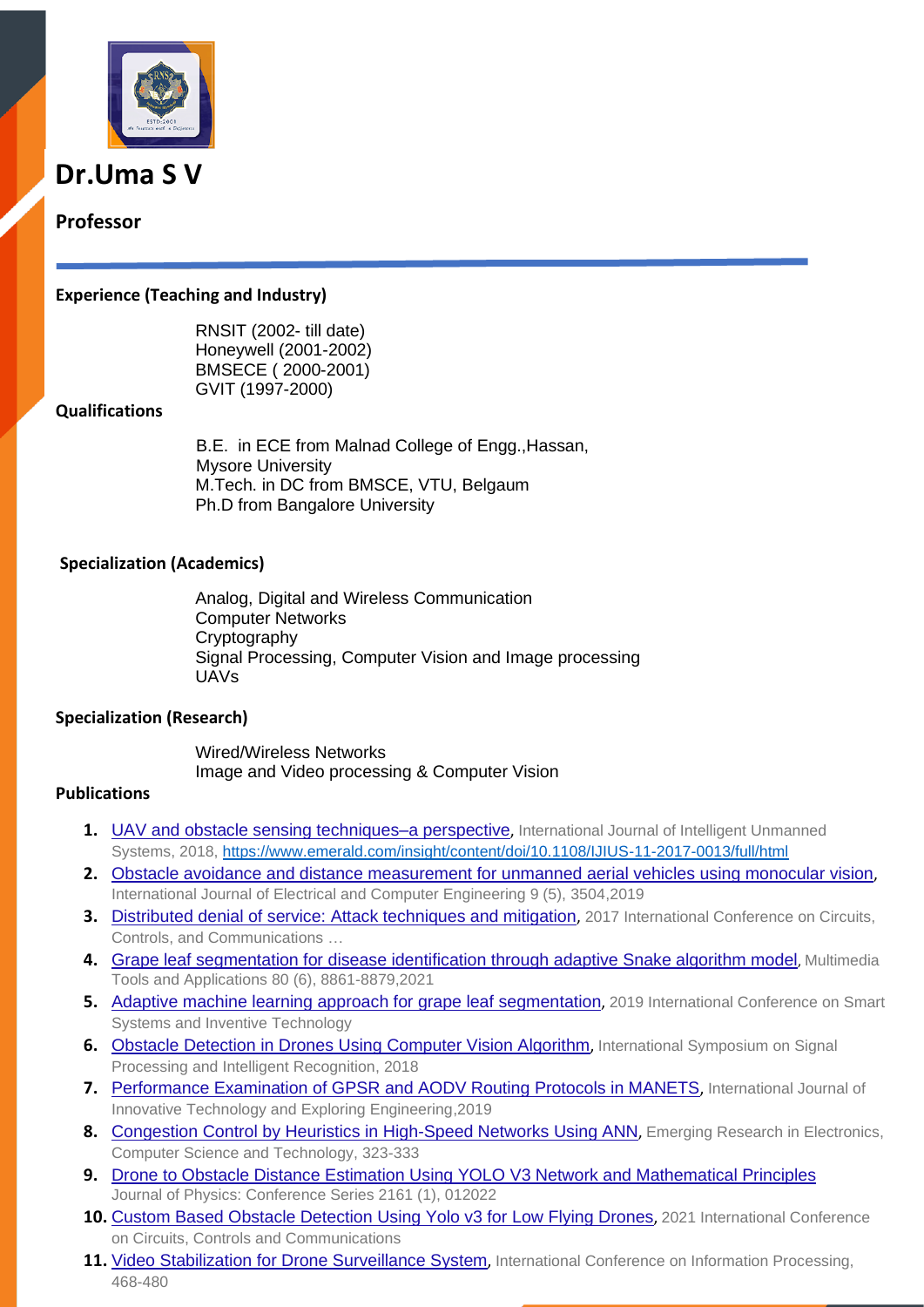# Dr.Uma S V

## Professor

**Experience (Teaching and Industry)**

RNSIT (2002- till date)
Honeywell (2001-2002)
BMSECE ( 2000-2001)
GVIT (1997-2000)

**Qualifications**

B.E. in ECE from Malnad College of Engg.,Hassan, Mysore University
M.Tech. in DC from BMSCE, VTU, Belgaum
Ph.D from Bangalore University

**Specialization (Academics)**

Analog, Digital and Wireless Communication
Computer Networks
Cryptography
Signal Processing, Computer Vision and Image processing
UAVs

**Specialization (Research)**

Wired/Wireless Networks
Image and Video processing & Computer Vision

**Publications**

1. UAV and obstacle sensing techniques–a perspective, International Journal of Intelligent Unmanned Systems, 2018, https://www.emerald.com/insight/content/doi/10.1108/IJIUS-11-2017-0013/full/html
2. Obstacle avoidance and distance measurement for unmanned aerial vehicles using monocular vision, International Journal of Electrical and Computer Engineering 9 (5), 3504,2019
3. Distributed denial of service: Attack techniques and mitigation, 2017 International Conference on Circuits, Controls, and Communications …
4. Grape leaf segmentation for disease identification through adaptive Snake algorithm model, Multimedia Tools and Applications 80 (6), 8861-8879,2021
5. Adaptive machine learning approach for grape leaf segmentation, 2019 International Conference on Smart Systems and Inventive Technology
6. Obstacle Detection in Drones Using Computer Vision Algorithm, International Symposium on Signal Processing and Intelligent Recognition, 2018
7. Performance Examination of GPSR and AODV Routing Protocols in MANETS, International Journal of Innovative Technology and Exploring Engineering,2019
8. Congestion Control by Heuristics in High-Speed Networks Using ANN, Emerging Research in Electronics, Computer Science and Technology, 323-333
9. Drone to Obstacle Distance Estimation Using YOLO V3 Network and Mathematical Principles Journal of Physics: Conference Series 2161 (1), 012022
10. Custom Based Obstacle Detection Using Yolo v3 for Low Flying Drones, 2021 International Conference on Circuits, Controls and Communications
11. Video Stabilization for Drone Surveillance System, International Conference on Information Processing, 468-480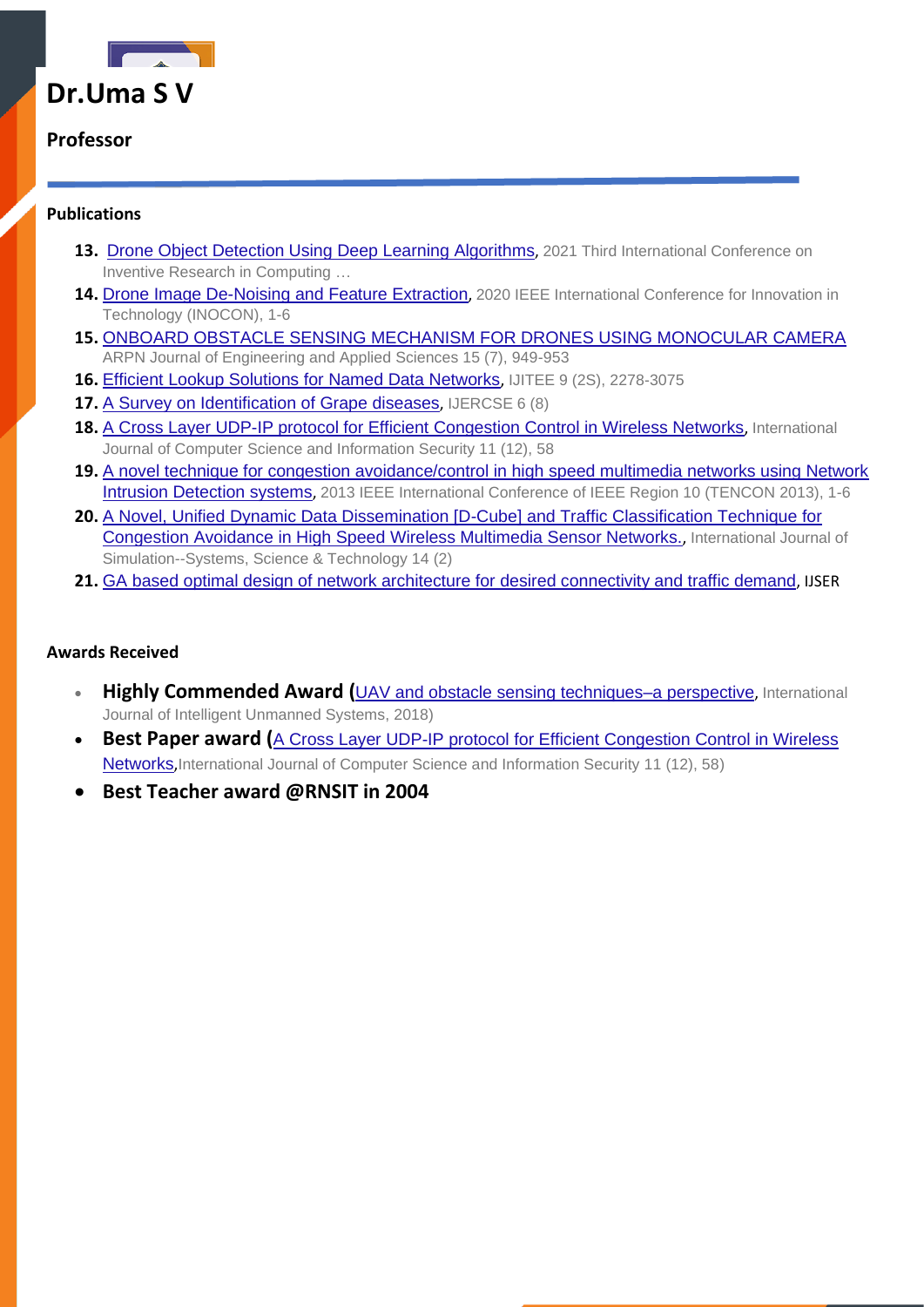# Dr.Uma S V

## Professor

### Publications

13. Drone Object Detection Using Deep Learning Algorithms, 2021 Third International Conference on Inventive Research in Computing …
14. Drone Image De-Noising and Feature Extraction, 2020 IEEE International Conference for Innovation in Technology (INOCON), 1-6
15. ONBOARD OBSTACLE SENSING MECHANISM FOR DRONES USING MONOCULAR CAMERA ARPN Journal of Engineering and Applied Sciences 15 (7), 949-953
16. Efficient Lookup Solutions for Named Data Networks, IJITEE 9 (2S), 2278-3075
17. A Survey on Identification of Grape diseases, IJERCSE 6 (8)
18. A Cross Layer UDP-IP protocol for Efficient Congestion Control in Wireless Networks, International Journal of Computer Science and Information Security 11 (12), 58
19. A novel technique for congestion avoidance/control in high speed multimedia networks using Network Intrusion Detection systems, 2013 IEEE International Conference of IEEE Region 10 (TENCON 2013), 1-6
20. A Novel, Unified Dynamic Data Dissemination [D-Cube] and Traffic Classification Technique for Congestion Avoidance in High Speed Wireless Multimedia Sensor Networks., International Journal of Simulation--Systems, Science & Technology 14 (2)
21. GA based optimal design of network architecture for desired connectivity and traffic demand, IJSER

### Awards Received

- **Highly Commended Award (**UAV and obstacle sensing techniques–a perspective, International Journal of Intelligent Unmanned Systems, 2018)
- **Best Paper award (**A Cross Layer UDP-IP protocol for Efficient Congestion Control in Wireless Networks, International Journal of Computer Science and Information Security 11 (12), 58)
- **Best Teacher award @RNSIT in 2004**